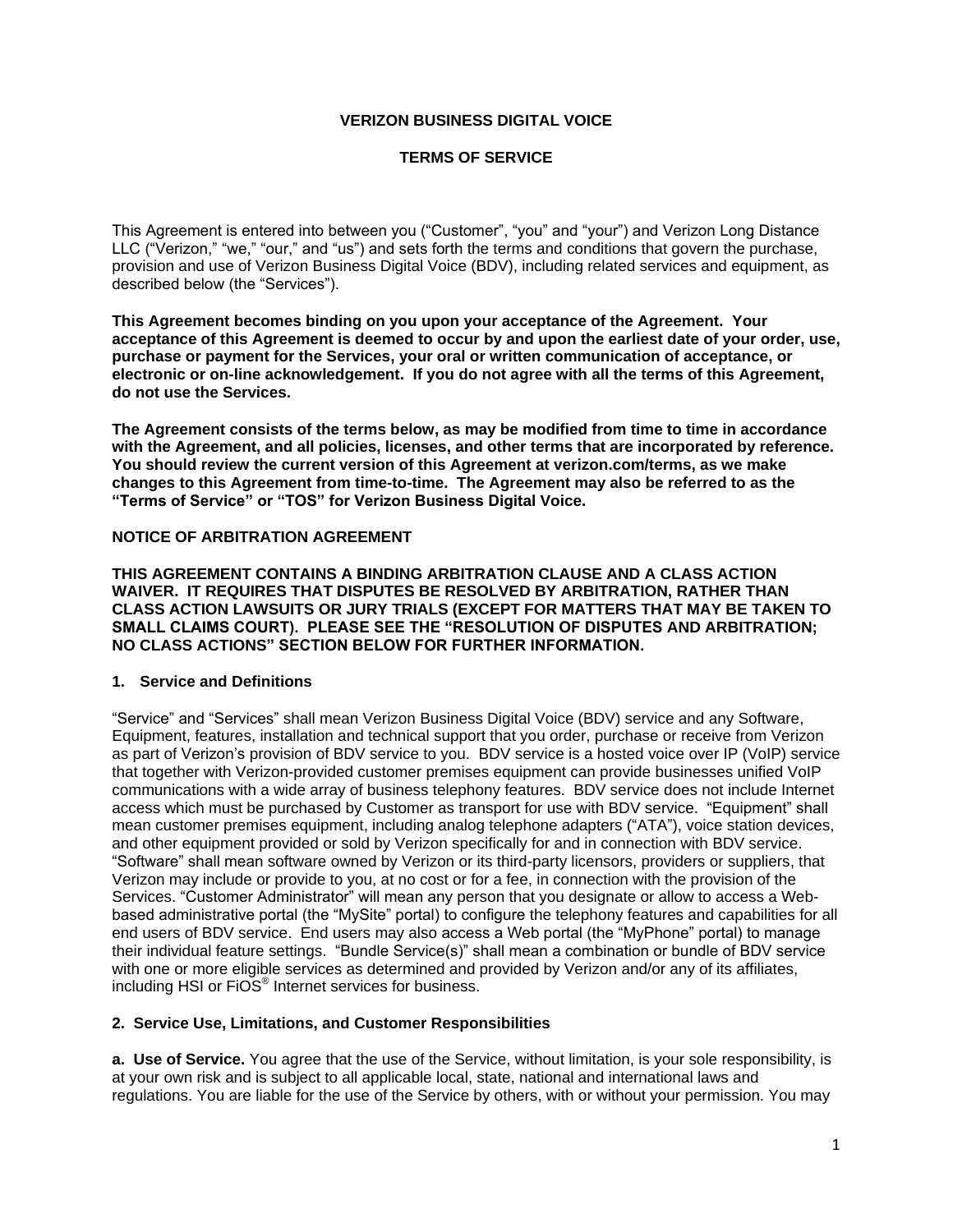# VERIZON BUSINESS DIGITAL VOICE

## TERMS OF SERVICE

This Agreement is entered into between you ("Customer", "you" and "your") and Verizon Long Distance LLC ("Verizon," "we," "our," and "us") and sets forth the terms and conditions that govern the purchase, provision and use of Verizon Business Digital Voice (BDV), including related services and equipment, as described below (the "Services").

**This Agreement becomes binding on you upon your acceptance of the Agreement. Your acceptance of this Agreement is deemed to occur by and upon the earliest date of your order, use, purchase or payment for the Services, your oral or written communication of acceptance, or electronic or on-line acknowledgement. If you do not agree with all the terms of this Agreement, do not use the Services.**

**The Agreement consists of the terms below, as may be modified from time to time in accordance with the Agreement, and all policies, licenses, and other terms that are incorporated by reference. You should review the current version of this Agreement at verizon.com/terms, as we make changes to this Agreement from time-to-time. The Agreement may also be referred to as the "Terms of Service" or "TOS" for Verizon Business Digital Voice.**

**NOTICE OF ARBITRATION AGREEMENT**

**THIS AGREEMENT CONTAINS A BINDING ARBITRATION CLAUSE AND A CLASS ACTION WAIVER. IT REQUIRES THAT DISPUTES BE RESOLVED BY ARBITRATION, RATHER THAN CLASS ACTION LAWSUITS OR JURY TRIALS (EXCEPT FOR MATTERS THAT MAY BE TAKEN TO SMALL CLAIMS COURT). PLEASE SEE THE "RESOLUTION OF DISPUTES AND ARBITRATION; NO CLASS ACTIONS" SECTION BELOW FOR FURTHER INFORMATION.**

### 1. Service and Definitions

"Service" and "Services" shall mean Verizon Business Digital Voice (BDV) service and any Software, Equipment, features, installation and technical support that you order, purchase or receive from Verizon as part of Verizon's provision of BDV service to you. BDV service is a hosted voice over IP (VoIP) service that together with Verizon-provided customer premises equipment can provide businesses unified VoIP communications with a wide array of business telephony features. BDV service does not include Internet access which must be purchased by Customer as transport for use with BDV service. "Equipment" shall mean customer premises equipment, including analog telephone adapters ("ATA"), voice station devices, and other equipment provided or sold by Verizon specifically for and in connection with BDV service. "Software" shall mean software owned by Verizon or its third-party licensors, providers or suppliers, that Verizon may include or provide to you, at no cost or for a fee, in connection with the provision of the Services. "Customer Administrator" will mean any person that you designate or allow to access a Web-based administrative portal (the "MySite" portal) to configure the telephony features and capabilities for all end users of BDV service. End users may also access a Web portal (the "MyPhone" portal) to manage their individual feature settings. "Bundle Service(s)" shall mean a combination or bundle of BDV service with one or more eligible services as determined and provided by Verizon and/or any of its affiliates, including HSI or FiOS® Internet services for business.

### 2. Service Use, Limitations, and Customer Responsibilities

**a. Use of Service.** You agree that the use of the Service, without limitation, is your sole responsibility, is at your own risk and is subject to all applicable local, state, national and international laws and regulations. You are liable for the use of the Service by others, with or without your permission. You may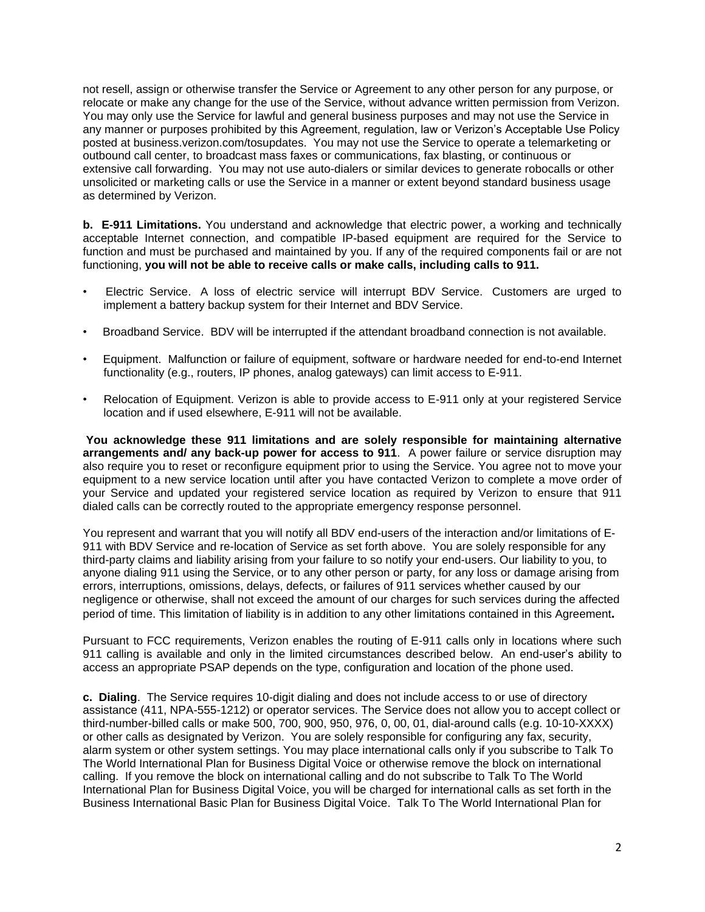not resell, assign or otherwise transfer the Service or Agreement to any other person for any purpose, or relocate or make any change for the use of the Service, without advance written permission from Verizon. You may only use the Service for lawful and general business purposes and may not use the Service in any manner or purposes prohibited by this Agreement, regulation, law or Verizon's Acceptable Use Policy posted at business.verizon.com/tosupdates. You may not use the Service to operate a telemarketing or outbound call center, to broadcast mass faxes or communications, fax blasting, or continuous or extensive call forwarding. You may not use auto-dialers or similar devices to generate robocalls or other unsolicited or marketing calls or use the Service in a manner or extent beyond standard business usage as determined by Verizon.

**b. E-911 Limitations.** You understand and acknowledge that electric power, a working and technically acceptable Internet connection, and compatible IP-based equipment are required for the Service to function and must be purchased and maintained by you. If any of the required components fail or are not functioning, **you will not be able to receive calls or make calls, including calls to 911.**

- Electric Service. A loss of electric service will interrupt BDV Service. Customers are urged to implement a battery backup system for their Internet and BDV Service.
- Broadband Service. BDV will be interrupted if the attendant broadband connection is not available.
- Equipment. Malfunction or failure of equipment, software or hardware needed for end-to-end Internet functionality (e.g., routers, IP phones, analog gateways) can limit access to E-911.
- Relocation of Equipment. Verizon is able to provide access to E-911 only at your registered Service location and if used elsewhere, E-911 will not be available.

**You acknowledge these 911 limitations and are solely responsible for maintaining alternative arrangements and/ any back-up power for access to 911**. A power failure or service disruption may also require you to reset or reconfigure equipment prior to using the Service. You agree not to move your equipment to a new service location until after you have contacted Verizon to complete a move order of your Service and updated your registered service location as required by Verizon to ensure that 911 dialed calls can be correctly routed to the appropriate emergency response personnel.

You represent and warrant that you will notify all BDV end-users of the interaction and/or limitations of E-911 with BDV Service and re-location of Service as set forth above. You are solely responsible for any third-party claims and liability arising from your failure to so notify your end-users. Our liability to you, to anyone dialing 911 using the Service, or to any other person or party, for any loss or damage arising from errors, interruptions, omissions, delays, defects, or failures of 911 services whether caused by our negligence or otherwise, shall not exceed the amount of our charges for such services during the affected period of time. This limitation of liability is in addition to any other limitations contained in this Agreement**.**

Pursuant to FCC requirements, Verizon enables the routing of E-911 calls only in locations where such 911 calling is available and only in the limited circumstances described below. An end-user's ability to access an appropriate PSAP depends on the type, configuration and location of the phone used.

**c. Dialing**. The Service requires 10-digit dialing and does not include access to or use of directory assistance (411, NPA-555-1212) or operator services. The Service does not allow you to accept collect or third-number-billed calls or make 500, 700, 900, 950, 976, 0, 00, 01, dial-around calls (e.g. 10-10-XXXX) or other calls as designated by Verizon. You are solely responsible for configuring any fax, security, alarm system or other system settings. You may place international calls only if you subscribe to Talk To The World International Plan for Business Digital Voice or otherwise remove the block on international calling. If you remove the block on international calling and do not subscribe to Talk To The World International Plan for Business Digital Voice, you will be charged for international calls as set forth in the Business International Basic Plan for Business Digital Voice. Talk To The World International Plan for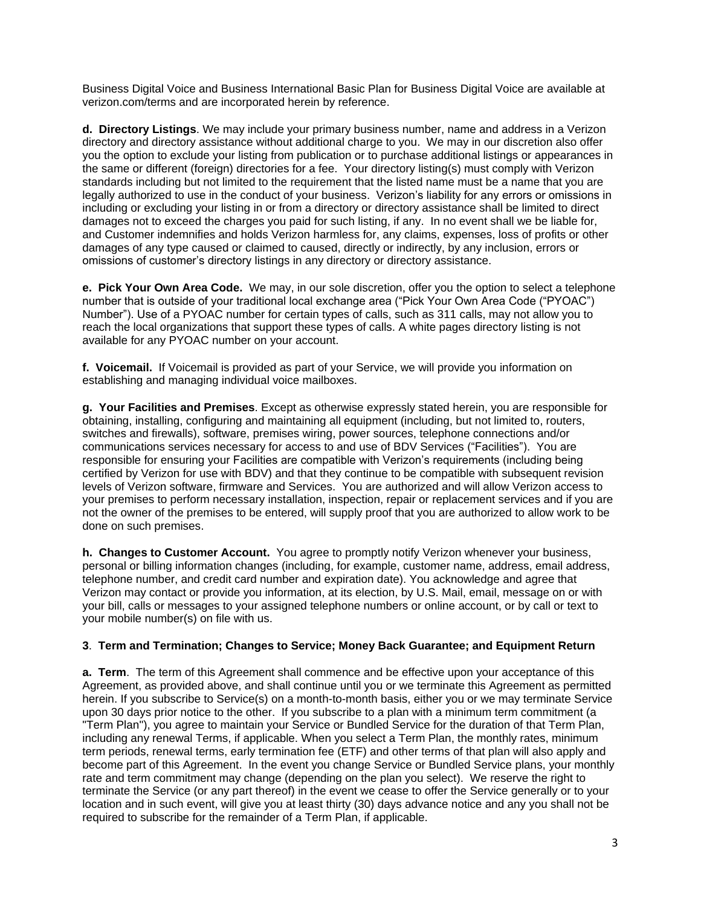Business Digital Voice and Business International Basic Plan for Business Digital Voice are available at verizon.com/terms and are incorporated herein by reference.

**d. Directory Listings**. We may include your primary business number, name and address in a Verizon directory and directory assistance without additional charge to you. We may in our discretion also offer you the option to exclude your listing from publication or to purchase additional listings or appearances in the same or different (foreign) directories for a fee. Your directory listing(s) must comply with Verizon standards including but not limited to the requirement that the listed name must be a name that you are legally authorized to use in the conduct of your business. Verizon's liability for any errors or omissions in including or excluding your listing in or from a directory or directory assistance shall be limited to direct damages not to exceed the charges you paid for such listing, if any. In no event shall we be liable for, and Customer indemnifies and holds Verizon harmless for, any claims, expenses, loss of profits or other damages of any type caused or claimed to caused, directly or indirectly, by any inclusion, errors or omissions of customer's directory listings in any directory or directory assistance.

**e. Pick Your Own Area Code.** We may, in our sole discretion, offer you the option to select a telephone number that is outside of your traditional local exchange area ("Pick Your Own Area Code ("PYOAC") Number"). Use of a PYOAC number for certain types of calls, such as 311 calls, may not allow you to reach the local organizations that support these types of calls. A white pages directory listing is not available for any PYOAC number on your account.

**f. Voicemail.** If Voicemail is provided as part of your Service, we will provide you information on establishing and managing individual voice mailboxes.

**g. Your Facilities and Premises**. Except as otherwise expressly stated herein, you are responsible for obtaining, installing, configuring and maintaining all equipment (including, but not limited to, routers, switches and firewalls), software, premises wiring, power sources, telephone connections and/or communications services necessary for access to and use of BDV Services ("Facilities"). You are responsible for ensuring your Facilities are compatible with Verizon's requirements (including being certified by Verizon for use with BDV) and that they continue to be compatible with subsequent revision levels of Verizon software, firmware and Services. You are authorized and will allow Verizon access to your premises to perform necessary installation, inspection, repair or replacement services and if you are not the owner of the premises to be entered, will supply proof that you are authorized to allow work to be done on such premises.

**h. Changes to Customer Account.** You agree to promptly notify Verizon whenever your business, personal or billing information changes (including, for example, customer name, address, email address, telephone number, and credit card number and expiration date). You acknowledge and agree that Verizon may contact or provide you information, at its election, by U.S. Mail, email, message on or with your bill, calls or messages to your assigned telephone numbers or online account, or by call or text to your mobile number(s) on file with us.

**3**. **Term and Termination; Changes to Service; Money Back Guarantee; and Equipment Return**

**a. Term**. The term of this Agreement shall commence and be effective upon your acceptance of this Agreement, as provided above, and shall continue until you or we terminate this Agreement as permitted herein. If you subscribe to Service(s) on a month-to-month basis, either you or we may terminate Service upon 30 days prior notice to the other. If you subscribe to a plan with a minimum term commitment (a "Term Plan"), you agree to maintain your Service or Bundled Service for the duration of that Term Plan, including any renewal Terms, if applicable. When you select a Term Plan, the monthly rates, minimum term periods, renewal terms, early termination fee (ETF) and other terms of that plan will also apply and become part of this Agreement. In the event you change Service or Bundled Service plans, your monthly rate and term commitment may change (depending on the plan you select). We reserve the right to terminate the Service (or any part thereof) in the event we cease to offer the Service generally or to your location and in such event, will give you at least thirty (30) days advance notice and any you shall not be required to subscribe for the remainder of a Term Plan, if applicable.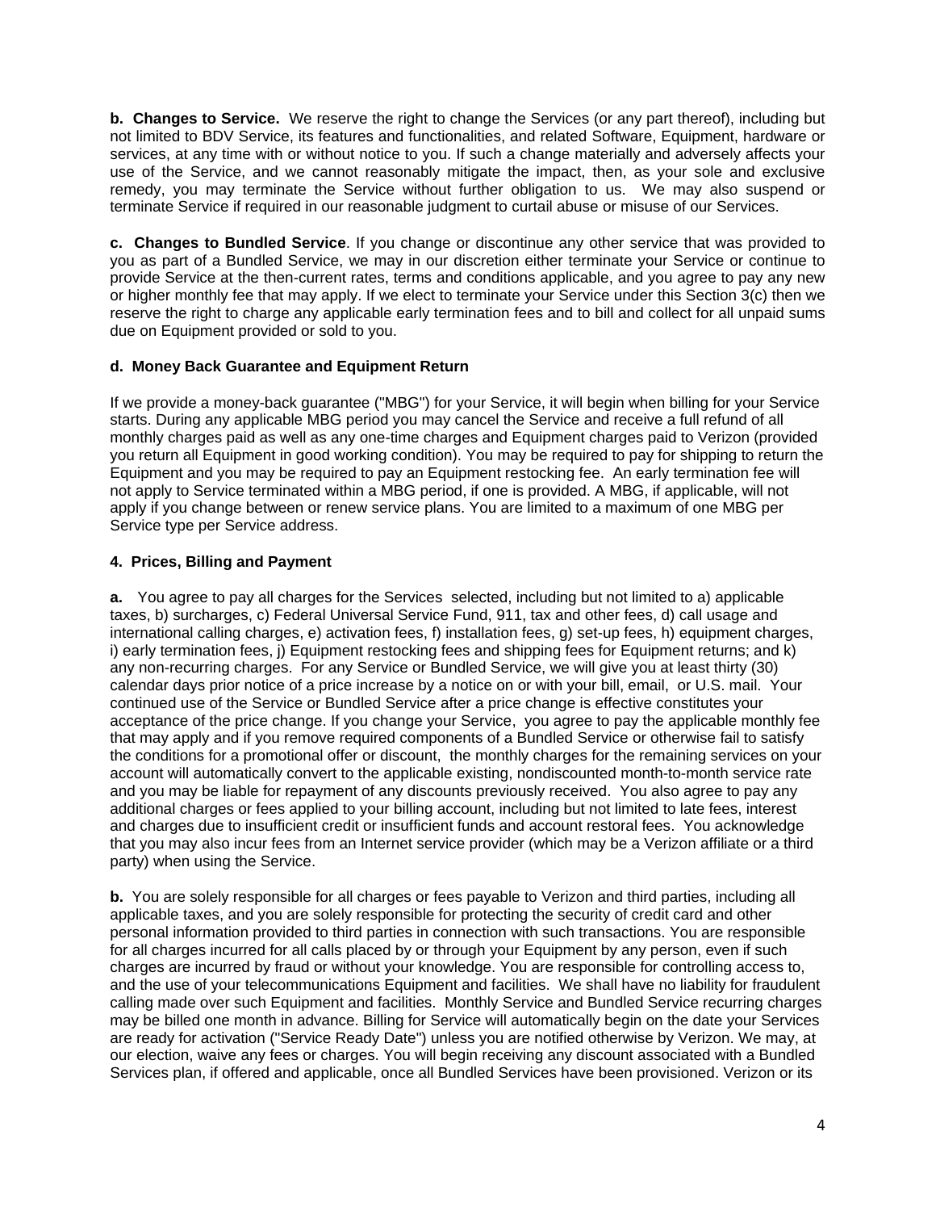**b. Changes to Service.** We reserve the right to change the Services (or any part thereof), including but not limited to BDV Service, its features and functionalities, and related Software, Equipment, hardware or services, at any time with or without notice to you. If such a change materially and adversely affects your use of the Service, and we cannot reasonably mitigate the impact, then, as your sole and exclusive remedy, you may terminate the Service without further obligation to us. We may also suspend or terminate Service if required in our reasonable judgment to curtail abuse or misuse of our Services.

**c. Changes to Bundled Service**. If you change or discontinue any other service that was provided to you as part of a Bundled Service, we may in our discretion either terminate your Service or continue to provide Service at the then-current rates, terms and conditions applicable, and you agree to pay any new or higher monthly fee that may apply. If we elect to terminate your Service under this Section 3(c) then we reserve the right to charge any applicable early termination fees and to bill and collect for all unpaid sums due on Equipment provided or sold to you.

**d. Money Back Guarantee and Equipment Return**

If we provide a money-back guarantee ("MBG") for your Service, it will begin when billing for your Service starts. During any applicable MBG period you may cancel the Service and receive a full refund of all monthly charges paid as well as any one-time charges and Equipment charges paid to Verizon (provided you return all Equipment in good working condition). You may be required to pay for shipping to return the Equipment and you may be required to pay an Equipment restocking fee. An early termination fee will not apply to Service terminated within a MBG period, if one is provided. A MBG, if applicable, will not apply if you change between or renew service plans. You are limited to a maximum of one MBG per Service type per Service address.

**4. Prices, Billing and Payment**

**a.** You agree to pay all charges for the Services selected, including but not limited to a) applicable taxes, b) surcharges, c) Federal Universal Service Fund, 911, tax and other fees, d) call usage and international calling charges, e) activation fees, f) installation fees, g) set-up fees, h) equipment charges, i) early termination fees, j) Equipment restocking fees and shipping fees for Equipment returns; and k) any non-recurring charges. For any Service or Bundled Service, we will give you at least thirty (30) calendar days prior notice of a price increase by a notice on or with your bill, email, or U.S. mail. Your continued use of the Service or Bundled Service after a price change is effective constitutes your acceptance of the price change. If you change your Service, you agree to pay the applicable monthly fee that may apply and if you remove required components of a Bundled Service or otherwise fail to satisfy the conditions for a promotional offer or discount, the monthly charges for the remaining services on your account will automatically convert to the applicable existing, nondiscounted month-to-month service rate and you may be liable for repayment of any discounts previously received. You also agree to pay any additional charges or fees applied to your billing account, including but not limited to late fees, interest and charges due to insufficient credit or insufficient funds and account restoral fees. You acknowledge that you may also incur fees from an Internet service provider (which may be a Verizon affiliate or a third party) when using the Service.

**b.** You are solely responsible for all charges or fees payable to Verizon and third parties, including all applicable taxes, and you are solely responsible for protecting the security of credit card and other personal information provided to third parties in connection with such transactions. You are responsible for all charges incurred for all calls placed by or through your Equipment by any person, even if such charges are incurred by fraud or without your knowledge. You are responsible for controlling access to, and the use of your telecommunications Equipment and facilities. We shall have no liability for fraudulent calling made over such Equipment and facilities. Monthly Service and Bundled Service recurring charges may be billed one month in advance. Billing for Service will automatically begin on the date your Services are ready for activation ("Service Ready Date") unless you are notified otherwise by Verizon. We may, at our election, waive any fees or charges. You will begin receiving any discount associated with a Bundled Services plan, if offered and applicable, once all Bundled Services have been provisioned. Verizon or its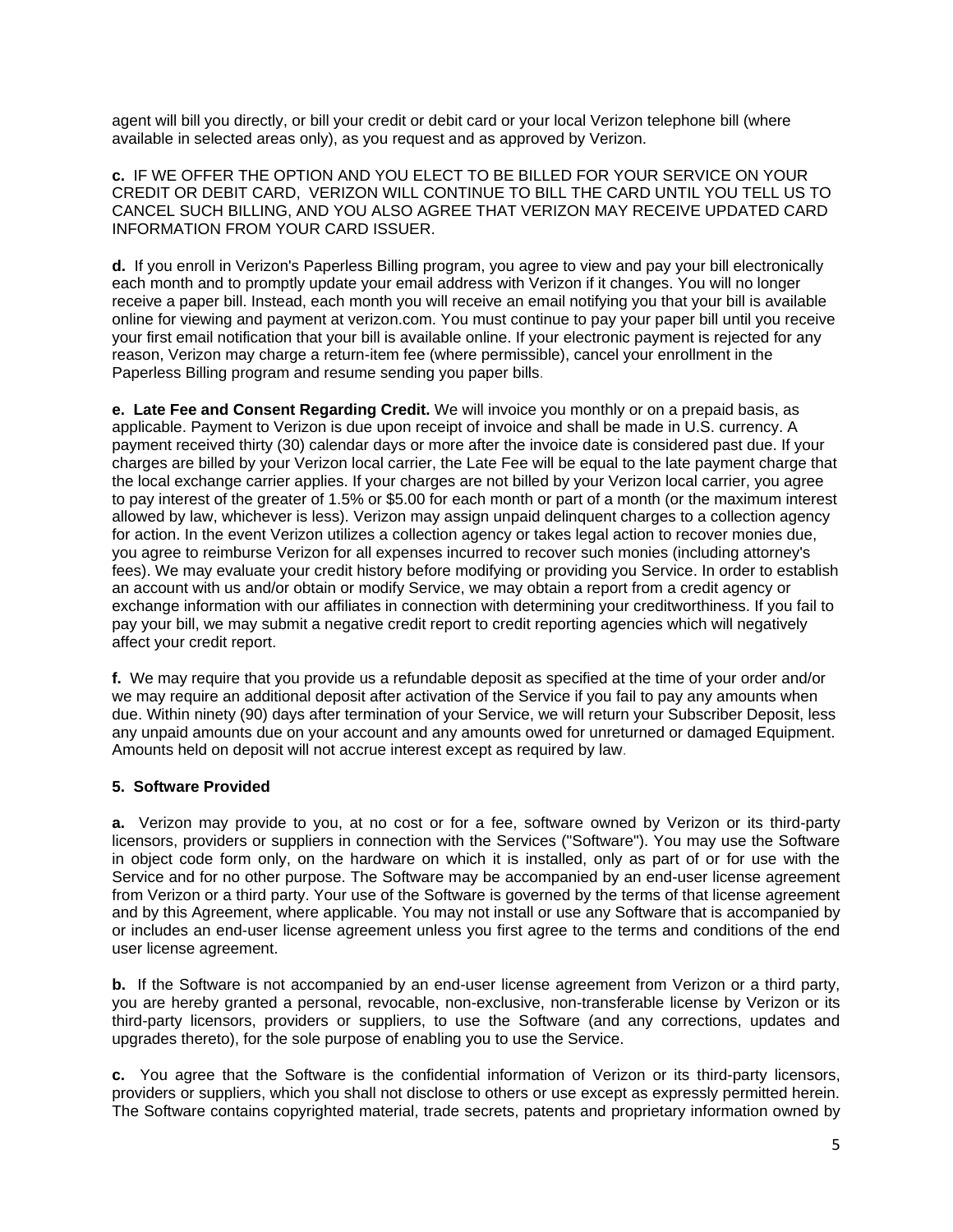agent will bill you directly, or bill your credit or debit card or your local Verizon telephone bill (where available in selected areas only), as you request and as approved by Verizon.

**c.** IF WE OFFER THE OPTION AND YOU ELECT TO BE BILLED FOR YOUR SERVICE ON YOUR CREDIT OR DEBIT CARD, VERIZON WILL CONTINUE TO BILL THE CARD UNTIL YOU TELL US TO CANCEL SUCH BILLING, AND YOU ALSO AGREE THAT VERIZON MAY RECEIVE UPDATED CARD INFORMATION FROM YOUR CARD ISSUER.

**d.** If you enroll in Verizon's Paperless Billing program, you agree to view and pay your bill electronically each month and to promptly update your email address with Verizon if it changes. You will no longer receive a paper bill. Instead, each month you will receive an email notifying you that your bill is available online for viewing and payment at verizon.com. You must continue to pay your paper bill until you receive your first email notification that your bill is available online. If your electronic payment is rejected for any reason, Verizon may charge a return-item fee (where permissible), cancel your enrollment in the Paperless Billing program and resume sending you paper bills.

**e. Late Fee and Consent Regarding Credit.** We will invoice you monthly or on a prepaid basis, as applicable. Payment to Verizon is due upon receipt of invoice and shall be made in U.S. currency. A payment received thirty (30) calendar days or more after the invoice date is considered past due. If your charges are billed by your Verizon local carrier, the Late Fee will be equal to the late payment charge that the local exchange carrier applies. If your charges are not billed by your Verizon local carrier, you agree to pay interest of the greater of 1.5% or $5.00 for each month or part of a month (or the maximum interest allowed by law, whichever is less). Verizon may assign unpaid delinquent charges to a collection agency for action. In the event Verizon utilizes a collection agency or takes legal action to recover monies due, you agree to reimburse Verizon for all expenses incurred to recover such monies (including attorney's fees). We may evaluate your credit history before modifying or providing you Service. In order to establish an account with us and/or obtain or modify Service, we may obtain a report from a credit agency or exchange information with our affiliates in connection with determining your creditworthiness. If you fail to pay your bill, we may submit a negative credit report to credit reporting agencies which will negatively affect your credit report.

**f.** We may require that you provide us a refundable deposit as specified at the time of your order and/or we may require an additional deposit after activation of the Service if you fail to pay any amounts when due. Within ninety (90) days after termination of your Service, we will return your Subscriber Deposit, less any unpaid amounts due on your account and any amounts owed for unreturned or damaged Equipment. Amounts held on deposit will not accrue interest except as required by law.

**5. Software Provided**

**a.** Verizon may provide to you, at no cost or for a fee, software owned by Verizon or its third-party licensors, providers or suppliers in connection with the Services ("Software"). You may use the Software in object code form only, on the hardware on which it is installed, only as part of or for use with the Service and for no other purpose. The Software may be accompanied by an end-user license agreement from Verizon or a third party. Your use of the Software is governed by the terms of that license agreement and by this Agreement, where applicable. You may not install or use any Software that is accompanied by or includes an end-user license agreement unless you first agree to the terms and conditions of the end user license agreement.

**b.** If the Software is not accompanied by an end-user license agreement from Verizon or a third party, you are hereby granted a personal, revocable, non-exclusive, non-transferable license by Verizon or its third-party licensors, providers or suppliers, to use the Software (and any corrections, updates and upgrades thereto), for the sole purpose of enabling you to use the Service.

**c.** You agree that the Software is the confidential information of Verizon or its third-party licensors, providers or suppliers, which you shall not disclose to others or use except as expressly permitted herein. The Software contains copyrighted material, trade secrets, patents and proprietary information owned by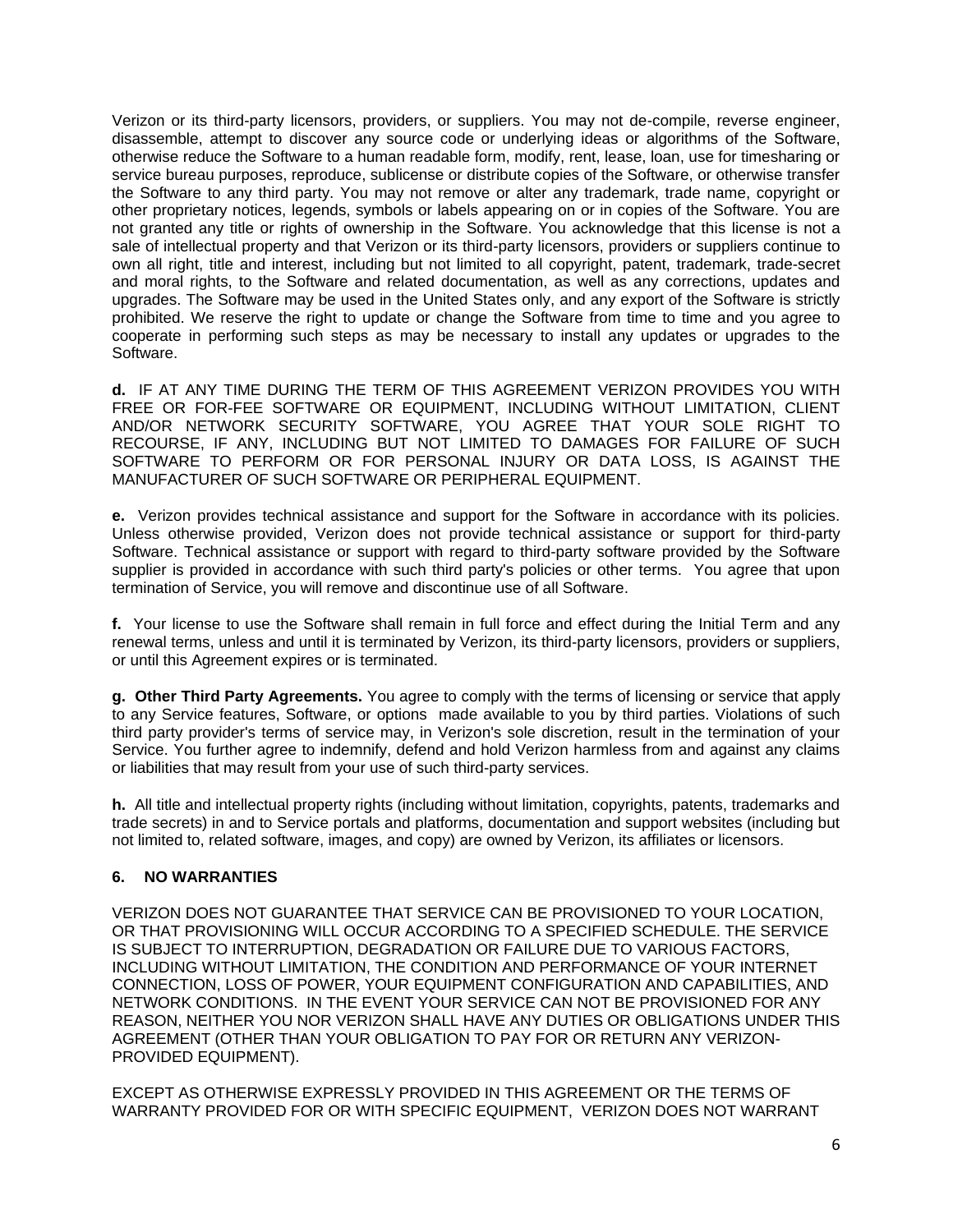Verizon or its third-party licensors, providers, or suppliers. You may not de-compile, reverse engineer, disassemble, attempt to discover any source code or underlying ideas or algorithms of the Software, otherwise reduce the Software to a human readable form, modify, rent, lease, loan, use for timesharing or service bureau purposes, reproduce, sublicense or distribute copies of the Software, or otherwise transfer the Software to any third party. You may not remove or alter any trademark, trade name, copyright or other proprietary notices, legends, symbols or labels appearing on or in copies of the Software. You are not granted any title or rights of ownership in the Software. You acknowledge that this license is not a sale of intellectual property and that Verizon or its third-party licensors, providers or suppliers continue to own all right, title and interest, including but not limited to all copyright, patent, trademark, trade-secret and moral rights, to the Software and related documentation, as well as any corrections, updates and upgrades. The Software may be used in the United States only, and any export of the Software is strictly prohibited. We reserve the right to update or change the Software from time to time and you agree to cooperate in performing such steps as may be necessary to install any updates or upgrades to the Software.

**d.** IF AT ANY TIME DURING THE TERM OF THIS AGREEMENT VERIZON PROVIDES YOU WITH FREE OR FOR-FEE SOFTWARE OR EQUIPMENT, INCLUDING WITHOUT LIMITATION, CLIENT AND/OR NETWORK SECURITY SOFTWARE, YOU AGREE THAT YOUR SOLE RIGHT TO RECOURSE, IF ANY, INCLUDING BUT NOT LIMITED TO DAMAGES FOR FAILURE OF SUCH SOFTWARE TO PERFORM OR FOR PERSONAL INJURY OR DATA LOSS, IS AGAINST THE MANUFACTURER OF SUCH SOFTWARE OR PERIPHERAL EQUIPMENT.

**e.** Verizon provides technical assistance and support for the Software in accordance with its policies. Unless otherwise provided, Verizon does not provide technical assistance or support for third-party Software. Technical assistance or support with regard to third-party software provided by the Software supplier is provided in accordance with such third party's policies or other terms. You agree that upon termination of Service, you will remove and discontinue use of all Software.

**f.** Your license to use the Software shall remain in full force and effect during the Initial Term and any renewal terms, unless and until it is terminated by Verizon, its third-party licensors, providers or suppliers, or until this Agreement expires or is terminated.

**g. Other Third Party Agreements.** You agree to comply with the terms of licensing or service that apply to any Service features, Software, or options made available to you by third parties. Violations of such third party provider's terms of service may, in Verizon's sole discretion, result in the termination of your Service. You further agree to indemnify, defend and hold Verizon harmless from and against any claims or liabilities that may result from your use of such third-party services.

**h.** All title and intellectual property rights (including without limitation, copyrights, patents, trademarks and trade secrets) in and to Service portals and platforms, documentation and support websites (including but not limited to, related software, images, and copy) are owned by Verizon, its affiliates or licensors.

## 6. NO WARRANTIES

VERIZON DOES NOT GUARANTEE THAT SERVICE CAN BE PROVISIONED TO YOUR LOCATION, OR THAT PROVISIONING WILL OCCUR ACCORDING TO A SPECIFIED SCHEDULE. THE SERVICE IS SUBJECT TO INTERRUPTION, DEGRADATION OR FAILURE DUE TO VARIOUS FACTORS, INCLUDING WITHOUT LIMITATION, THE CONDITION AND PERFORMANCE OF YOUR INTERNET CONNECTION, LOSS OF POWER, YOUR EQUIPMENT CONFIGURATION AND CAPABILITIES, AND NETWORK CONDITIONS. IN THE EVENT YOUR SERVICE CAN NOT BE PROVISIONED FOR ANY REASON, NEITHER YOU NOR VERIZON SHALL HAVE ANY DUTIES OR OBLIGATIONS UNDER THIS AGREEMENT (OTHER THAN YOUR OBLIGATION TO PAY FOR OR RETURN ANY VERIZON-PROVIDED EQUIPMENT).

EXCEPT AS OTHERWISE EXPRESSLY PROVIDED IN THIS AGREEMENT OR THE TERMS OF WARRANTY PROVIDED FOR OR WITH SPECIFIC EQUIPMENT, VERIZON DOES NOT WARRANT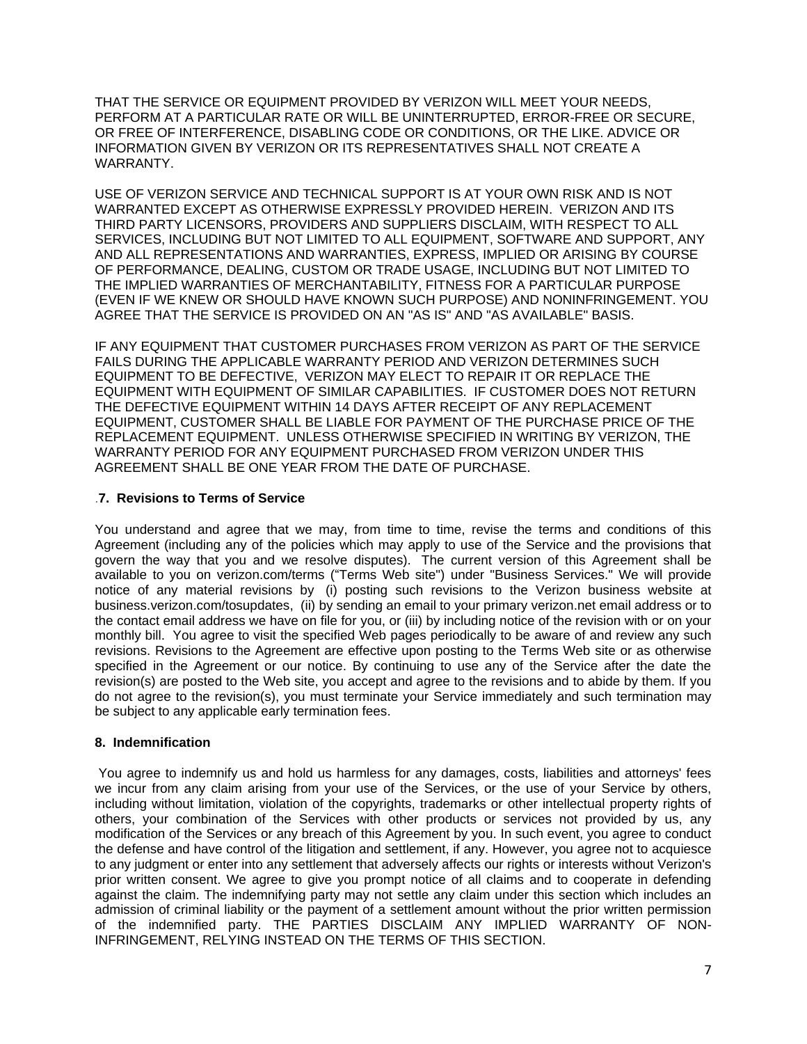THAT THE SERVICE OR EQUIPMENT PROVIDED BY VERIZON WILL MEET YOUR NEEDS, PERFORM AT A PARTICULAR RATE OR WILL BE UNINTERRUPTED, ERROR-FREE OR SECURE, OR FREE OF INTERFERENCE, DISABLING CODE OR CONDITIONS, OR THE LIKE. ADVICE OR INFORMATION GIVEN BY VERIZON OR ITS REPRESENTATIVES SHALL NOT CREATE A WARRANTY.

USE OF VERIZON SERVICE AND TECHNICAL SUPPORT IS AT YOUR OWN RISK AND IS NOT WARRANTED EXCEPT AS OTHERWISE EXPRESSLY PROVIDED HEREIN. VERIZON AND ITS THIRD PARTY LICENSORS, PROVIDERS AND SUPPLIERS DISCLAIM, WITH RESPECT TO ALL SERVICES, INCLUDING BUT NOT LIMITED TO ALL EQUIPMENT, SOFTWARE AND SUPPORT, ANY AND ALL REPRESENTATIONS AND WARRANTIES, EXPRESS, IMPLIED OR ARISING BY COURSE OF PERFORMANCE, DEALING, CUSTOM OR TRADE USAGE, INCLUDING BUT NOT LIMITED TO THE IMPLIED WARRANTIES OF MERCHANTABILITY, FITNESS FOR A PARTICULAR PURPOSE (EVEN IF WE KNEW OR SHOULD HAVE KNOWN SUCH PURPOSE) AND NONINFRINGEMENT. YOU AGREE THAT THE SERVICE IS PROVIDED ON AN "AS IS" AND "AS AVAILABLE" BASIS.

IF ANY EQUIPMENT THAT CUSTOMER PURCHASES FROM VERIZON AS PART OF THE SERVICE FAILS DURING THE APPLICABLE WARRANTY PERIOD AND VERIZON DETERMINES SUCH EQUIPMENT TO BE DEFECTIVE, VERIZON MAY ELECT TO REPAIR IT OR REPLACE THE EQUIPMENT WITH EQUIPMENT OF SIMILAR CAPABILITIES. IF CUSTOMER DOES NOT RETURN THE DEFECTIVE EQUIPMENT WITHIN 14 DAYS AFTER RECEIPT OF ANY REPLACEMENT EQUIPMENT, CUSTOMER SHALL BE LIABLE FOR PAYMENT OF THE PURCHASE PRICE OF THE REPLACEMENT EQUIPMENT. UNLESS OTHERWISE SPECIFIED IN WRITING BY VERIZON, THE WARRANTY PERIOD FOR ANY EQUIPMENT PURCHASED FROM VERIZON UNDER THIS AGREEMENT SHALL BE ONE YEAR FROM THE DATE OF PURCHASE.

### .7. Revisions to Terms of Service

You understand and agree that we may, from time to time, revise the terms and conditions of this Agreement (including any of the policies which may apply to use of the Service and the provisions that govern the way that you and we resolve disputes). The current version of this Agreement shall be available to you on verizon.com/terms ("Terms Web site") under "Business Services." We will provide notice of any material revisions by (i) posting such revisions to the Verizon business website at business.verizon.com/tosupdates, (ii) by sending an email to your primary verizon.net email address or to the contact email address we have on file for you, or (iii) by including notice of the revision with or on your monthly bill. You agree to visit the specified Web pages periodically to be aware of and review any such revisions. Revisions to the Agreement are effective upon posting to the Terms Web site or as otherwise specified in the Agreement or our notice. By continuing to use any of the Service after the date the revision(s) are posted to the Web site, you accept and agree to the revisions and to abide by them. If you do not agree to the revision(s), you must terminate your Service immediately and such termination may be subject to any applicable early termination fees.

### 8. Indemnification

You agree to indemnify us and hold us harmless for any damages, costs, liabilities and attorneys' fees we incur from any claim arising from your use of the Services, or the use of your Service by others, including without limitation, violation of the copyrights, trademarks or other intellectual property rights of others, your combination of the Services with other products or services not provided by us, any modification of the Services or any breach of this Agreement by you. In such event, you agree to conduct the defense and have control of the litigation and settlement, if any. However, you agree not to acquiesce to any judgment or enter into any settlement that adversely affects our rights or interests without Verizon's prior written consent. We agree to give you prompt notice of all claims and to cooperate in defending against the claim. The indemnifying party may not settle any claim under this section which includes an admission of criminal liability or the payment of a settlement amount without the prior written permission of the indemnified party. THE PARTIES DISCLAIM ANY IMPLIED WARRANTY OF NON-INFRINGEMENT, RELYING INSTEAD ON THE TERMS OF THIS SECTION.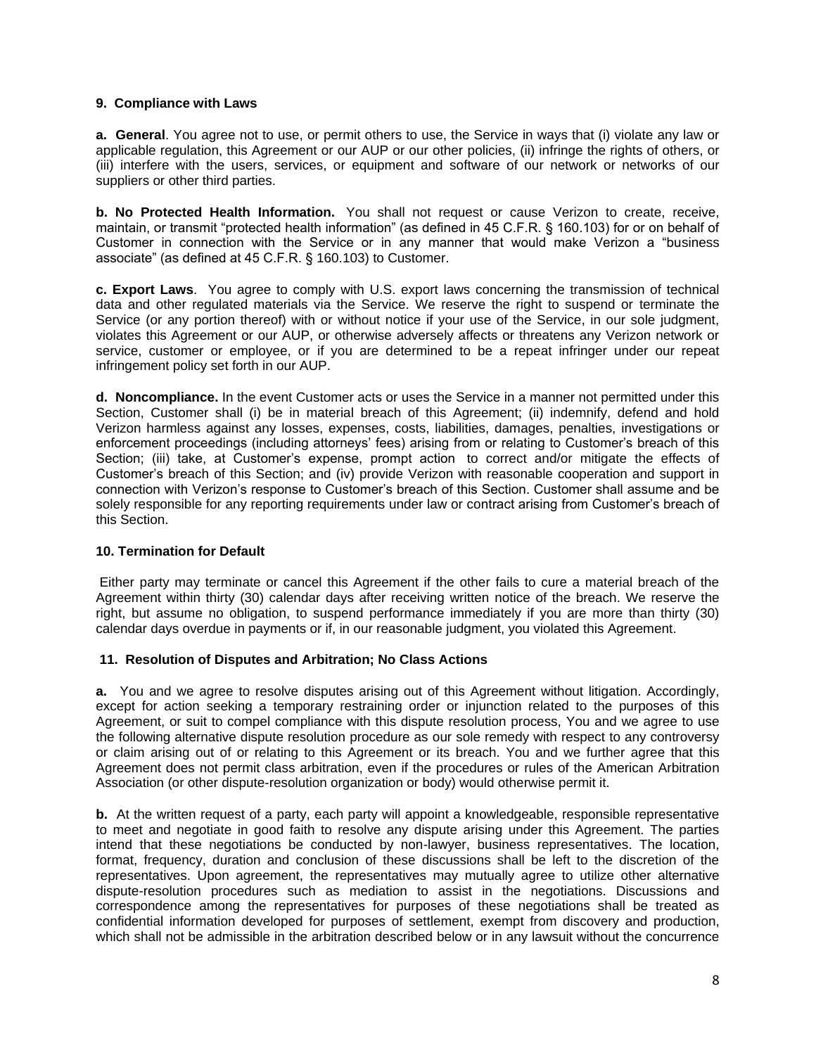### 9. Compliance with Laws

**a. General**. You agree not to use, or permit others to use, the Service in ways that (i) violate any law or applicable regulation, this Agreement or our AUP or our other policies, (ii) infringe the rights of others, or (iii) interfere with the users, services, or equipment and software of our network or networks of our suppliers or other third parties.

**b. No Protected Health Information.** You shall not request or cause Verizon to create, receive, maintain, or transmit "protected health information" (as defined in 45 C.F.R. § 160.103) for or on behalf of Customer in connection with the Service or in any manner that would make Verizon a "business associate" (as defined at 45 C.F.R. § 160.103) to Customer.

**c. Export Laws**. You agree to comply with U.S. export laws concerning the transmission of technical data and other regulated materials via the Service. We reserve the right to suspend or terminate the Service (or any portion thereof) with or without notice if your use of the Service, in our sole judgment, violates this Agreement or our AUP, or otherwise adversely affects or threatens any Verizon network or service, customer or employee, or if you are determined to be a repeat infringer under our repeat infringement policy set forth in our AUP.

**d. Noncompliance.** In the event Customer acts or uses the Service in a manner not permitted under this Section, Customer shall (i) be in material breach of this Agreement; (ii) indemnify, defend and hold Verizon harmless against any losses, expenses, costs, liabilities, damages, penalties, investigations or enforcement proceedings (including attorneys' fees) arising from or relating to Customer's breach of this Section; (iii) take, at Customer's expense, prompt action to correct and/or mitigate the effects of Customer's breach of this Section; and (iv) provide Verizon with reasonable cooperation and support in connection with Verizon's response to Customer's breach of this Section. Customer shall assume and be solely responsible for any reporting requirements under law or contract arising from Customer's breach of this Section.

### 10. Termination for Default

Either party may terminate or cancel this Agreement if the other fails to cure a material breach of the Agreement within thirty (30) calendar days after receiving written notice of the breach. We reserve the right, but assume no obligation, to suspend performance immediately if you are more than thirty (30) calendar days overdue in payments or if, in our reasonable judgment, you violated this Agreement.

### 11. Resolution of Disputes and Arbitration; No Class Actions

**a.** You and we agree to resolve disputes arising out of this Agreement without litigation. Accordingly, except for action seeking a temporary restraining order or injunction related to the purposes of this Agreement, or suit to compel compliance with this dispute resolution process, You and we agree to use the following alternative dispute resolution procedure as our sole remedy with respect to any controversy or claim arising out of or relating to this Agreement or its breach. You and we further agree that this Agreement does not permit class arbitration, even if the procedures or rules of the American Arbitration Association (or other dispute-resolution organization or body) would otherwise permit it.

**b.** At the written request of a party, each party will appoint a knowledgeable, responsible representative to meet and negotiate in good faith to resolve any dispute arising under this Agreement. The parties intend that these negotiations be conducted by non-lawyer, business representatives. The location, format, frequency, duration and conclusion of these discussions shall be left to the discretion of the representatives. Upon agreement, the representatives may mutually agree to utilize other alternative dispute-resolution procedures such as mediation to assist in the negotiations. Discussions and correspondence among the representatives for purposes of these negotiations shall be treated as confidential information developed for purposes of settlement, exempt from discovery and production, which shall not be admissible in the arbitration described below or in any lawsuit without the concurrence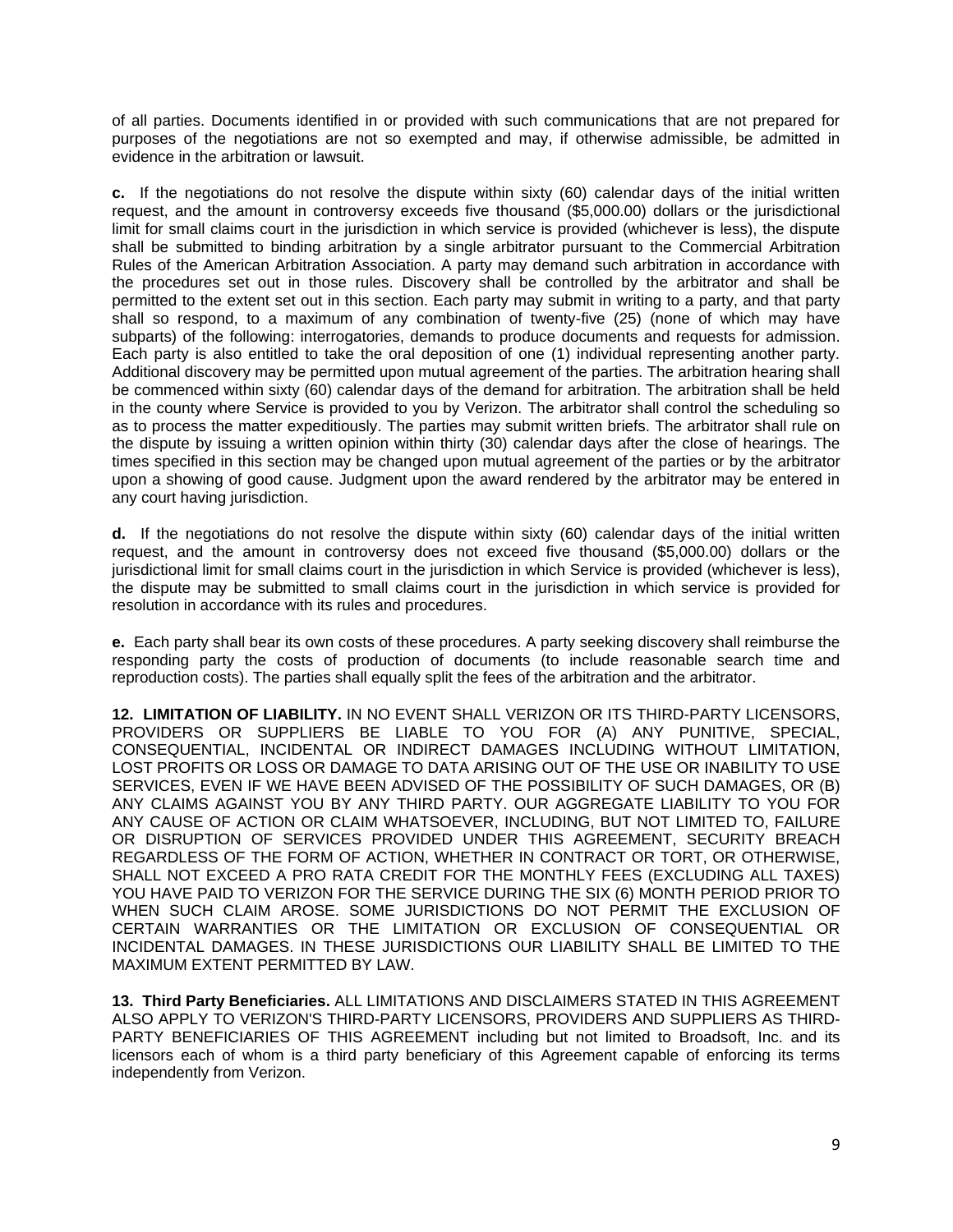of all parties. Documents identified in or provided with such communications that are not prepared for purposes of the negotiations are not so exempted and may, if otherwise admissible, be admitted in evidence in the arbitration or lawsuit.

**c.** If the negotiations do not resolve the dispute within sixty (60) calendar days of the initial written request, and the amount in controversy exceeds five thousand ($5,000.00) dollars or the jurisdictional limit for small claims court in the jurisdiction in which service is provided (whichever is less), the dispute shall be submitted to binding arbitration by a single arbitrator pursuant to the Commercial Arbitration Rules of the American Arbitration Association. A party may demand such arbitration in accordance with the procedures set out in those rules. Discovery shall be controlled by the arbitrator and shall be permitted to the extent set out in this section. Each party may submit in writing to a party, and that party shall so respond, to a maximum of any combination of twenty-five (25) (none of which may have subparts) of the following: interrogatories, demands to produce documents and requests for admission. Each party is also entitled to take the oral deposition of one (1) individual representing another party. Additional discovery may be permitted upon mutual agreement of the parties. The arbitration hearing shall be commenced within sixty (60) calendar days of the demand for arbitration. The arbitration shall be held in the county where Service is provided to you by Verizon. The arbitrator shall control the scheduling so as to process the matter expeditiously. The parties may submit written briefs. The arbitrator shall rule on the dispute by issuing a written opinion within thirty (30) calendar days after the close of hearings. The times specified in this section may be changed upon mutual agreement of the parties or by the arbitrator upon a showing of good cause. Judgment upon the award rendered by the arbitrator may be entered in any court having jurisdiction.

**d.** If the negotiations do not resolve the dispute within sixty (60) calendar days of the initial written request, and the amount in controversy does not exceed five thousand ($5,000.00) dollars or the jurisdictional limit for small claims court in the jurisdiction in which Service is provided (whichever is less), the dispute may be submitted to small claims court in the jurisdiction in which service is provided for resolution in accordance with its rules and procedures.

**e.** Each party shall bear its own costs of these procedures. A party seeking discovery shall reimburse the responding party the costs of production of documents (to include reasonable search time and reproduction costs). The parties shall equally split the fees of the arbitration and the arbitrator.

**12. LIMITATION OF LIABILITY.** IN NO EVENT SHALL VERIZON OR ITS THIRD-PARTY LICENSORS, PROVIDERS OR SUPPLIERS BE LIABLE TO YOU FOR (A) ANY PUNITIVE, SPECIAL, CONSEQUENTIAL, INCIDENTAL OR INDIRECT DAMAGES INCLUDING WITHOUT LIMITATION, LOST PROFITS OR LOSS OR DAMAGE TO DATA ARISING OUT OF THE USE OR INABILITY TO USE SERVICES, EVEN IF WE HAVE BEEN ADVISED OF THE POSSIBILITY OF SUCH DAMAGES, OR (B) ANY CLAIMS AGAINST YOU BY ANY THIRD PARTY. OUR AGGREGATE LIABILITY TO YOU FOR ANY CAUSE OF ACTION OR CLAIM WHATSOEVER, INCLUDING, BUT NOT LIMITED TO, FAILURE OR DISRUPTION OF SERVICES PROVIDED UNDER THIS AGREEMENT, SECURITY BREACH REGARDLESS OF THE FORM OF ACTION, WHETHER IN CONTRACT OR TORT, OR OTHERWISE, SHALL NOT EXCEED A PRO RATA CREDIT FOR THE MONTHLY FEES (EXCLUDING ALL TAXES) YOU HAVE PAID TO VERIZON FOR THE SERVICE DURING THE SIX (6) MONTH PERIOD PRIOR TO WHEN SUCH CLAIM AROSE. SOME JURISDICTIONS DO NOT PERMIT THE EXCLUSION OF CERTAIN WARRANTIES OR THE LIMITATION OR EXCLUSION OF CONSEQUENTIAL OR INCIDENTAL DAMAGES. IN THESE JURISDICTIONS OUR LIABILITY SHALL BE LIMITED TO THE MAXIMUM EXTENT PERMITTED BY LAW.

**13. Third Party Beneficiaries.** ALL LIMITATIONS AND DISCLAIMERS STATED IN THIS AGREEMENT ALSO APPLY TO VERIZON'S THIRD-PARTY LICENSORS, PROVIDERS AND SUPPLIERS AS THIRD-PARTY BENEFICIARIES OF THIS AGREEMENT including but not limited to Broadsoft, Inc. and its licensors each of whom is a third party beneficiary of this Agreement capable of enforcing its terms independently from Verizon.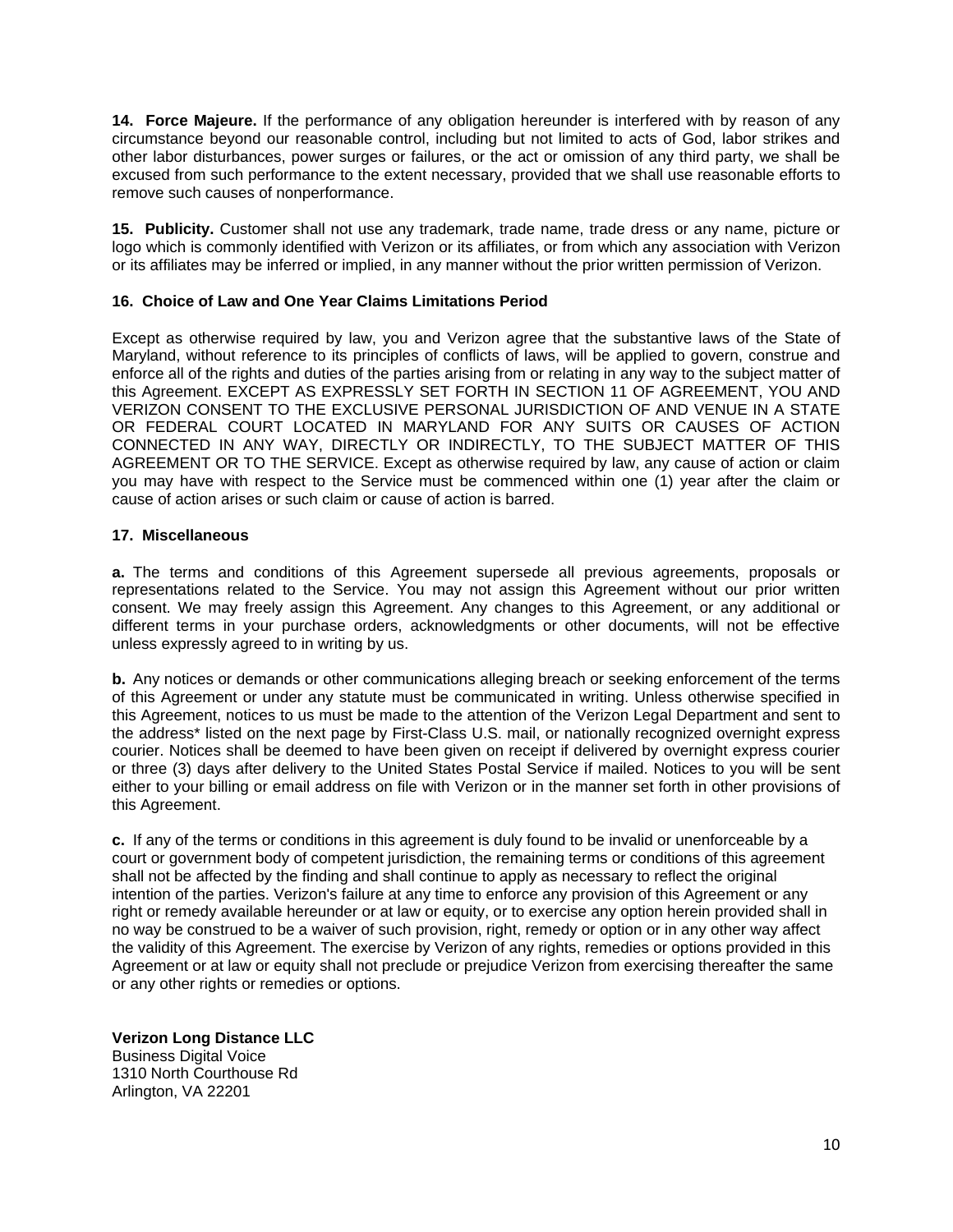**14. Force Majeure.** If the performance of any obligation hereunder is interfered with by reason of any circumstance beyond our reasonable control, including but not limited to acts of God, labor strikes and other labor disturbances, power surges or failures, or the act or omission of any third party, we shall be excused from such performance to the extent necessary, provided that we shall use reasonable efforts to remove such causes of nonperformance.

**15. Publicity.** Customer shall not use any trademark, trade name, trade dress or any name, picture or logo which is commonly identified with Verizon or its affiliates, or from which any association with Verizon or its affiliates may be inferred or implied, in any manner without the prior written permission of Verizon.

**16. Choice of Law and One Year Claims Limitations Period**

Except as otherwise required by law, you and Verizon agree that the substantive laws of the State of Maryland, without reference to its principles of conflicts of laws, will be applied to govern, construe and enforce all of the rights and duties of the parties arising from or relating in any way to the subject matter of this Agreement. EXCEPT AS EXPRESSLY SET FORTH IN SECTION 11 OF AGREEMENT, YOU AND VERIZON CONSENT TO THE EXCLUSIVE PERSONAL JURISDICTION OF AND VENUE IN A STATE OR FEDERAL COURT LOCATED IN MARYLAND FOR ANY SUITS OR CAUSES OF ACTION CONNECTED IN ANY WAY, DIRECTLY OR INDIRECTLY, TO THE SUBJECT MATTER OF THIS AGREEMENT OR TO THE SERVICE. Except as otherwise required by law, any cause of action or claim you may have with respect to the Service must be commenced within one (1) year after the claim or cause of action arises or such claim or cause of action is barred.

**17. Miscellaneous**

**a.** The terms and conditions of this Agreement supersede all previous agreements, proposals or representations related to the Service. You may not assign this Agreement without our prior written consent. We may freely assign this Agreement. Any changes to this Agreement, or any additional or different terms in your purchase orders, acknowledgments or other documents, will not be effective unless expressly agreed to in writing by us.

**b.** Any notices or demands or other communications alleging breach or seeking enforcement of the terms of this Agreement or under any statute must be communicated in writing. Unless otherwise specified in this Agreement, notices to us must be made to the attention of the Verizon Legal Department and sent to the address* listed on the next page by First-Class U.S. mail, or nationally recognized overnight express courier. Notices shall be deemed to have been given on receipt if delivered by overnight express courier or three (3) days after delivery to the United States Postal Service if mailed. Notices to you will be sent either to your billing or email address on file with Verizon or in the manner set forth in other provisions of this Agreement.

**c.** If any of the terms or conditions in this agreement is duly found to be invalid or unenforceable by a court or government body of competent jurisdiction, the remaining terms or conditions of this agreement shall not be affected by the finding and shall continue to apply as necessary to reflect the original intention of the parties. Verizon's failure at any time to enforce any provision of this Agreement or any right or remedy available hereunder or at law or equity, or to exercise any option herein provided shall in no way be construed to be a waiver of such provision, right, remedy or option or in any other way affect the validity of this Agreement. The exercise by Verizon of any rights, remedies or options provided in this Agreement or at law or equity shall not preclude or prejudice Verizon from exercising thereafter the same or any other rights or remedies or options.

**Verizon Long Distance LLC**
Business Digital Voice
1310 North Courthouse Rd
Arlington, VA 22201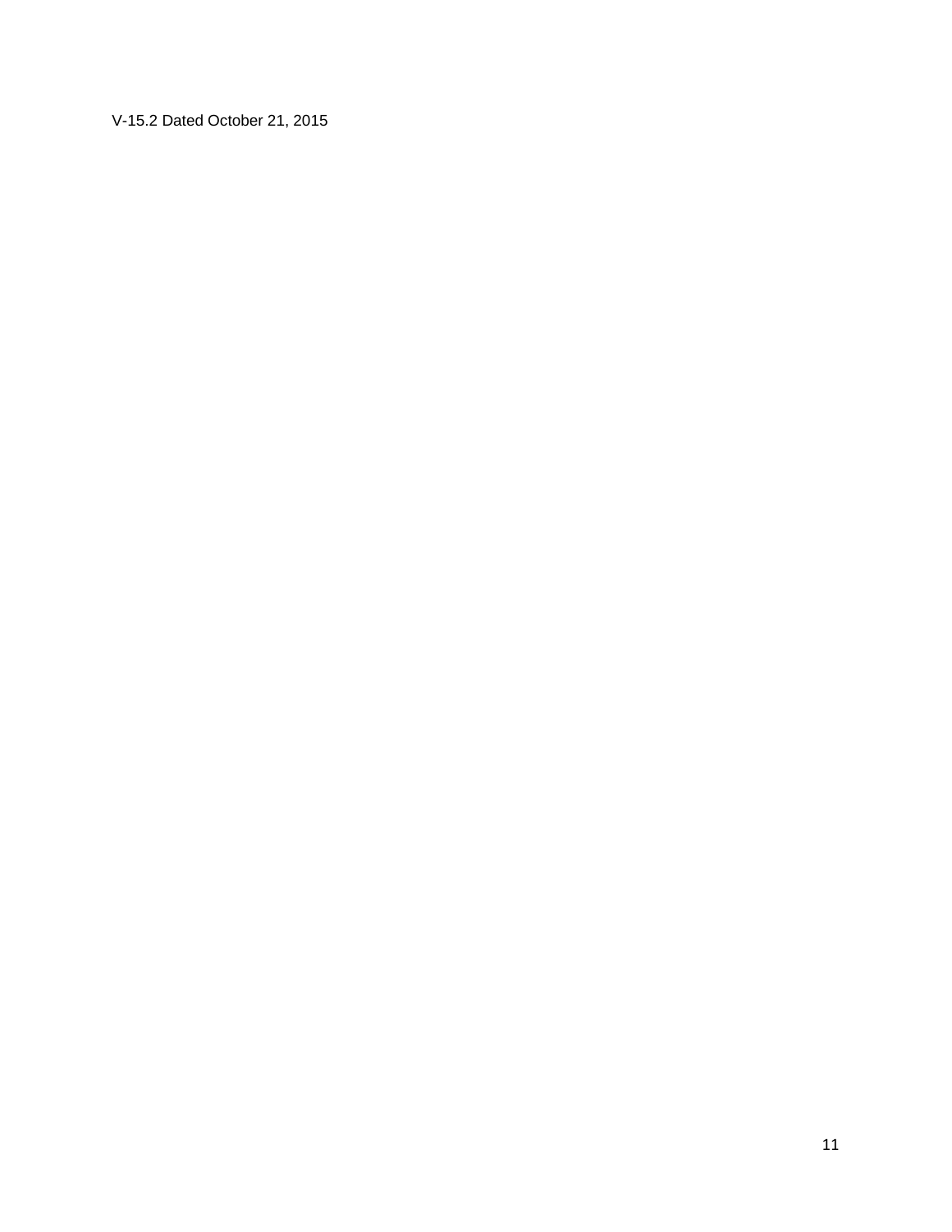V-15.2 Dated October 21, 2015